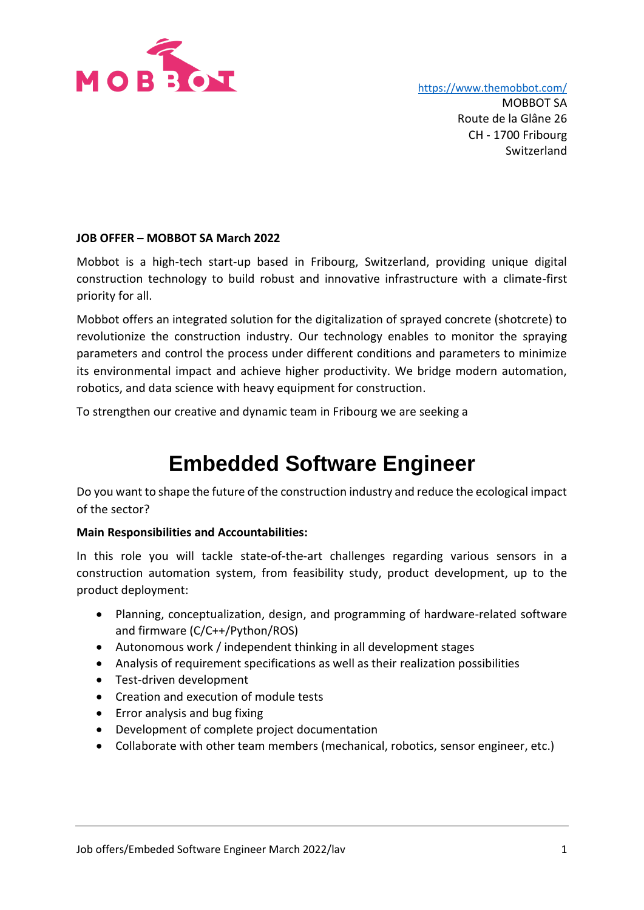MOBBOT

https://www.themobbot.com/
MOBBOT SA
Route de la Glâne 26
CH - 1700 Fribourg
Switzerland

**JOB OFFER – MOBBOT SA March 2022**

Mobbot is a high-tech start-up based in Fribourg, Switzerland, providing unique digital construction technology to build robust and innovative infrastructure with a climate-first priority for all.

Mobbot offers an integrated solution for the digitalization of sprayed concrete (shotcrete) to revolutionize the construction industry. Our technology enables to monitor the spraying parameters and control the process under different conditions and parameters to minimize its environmental impact and achieve higher productivity. We bridge modern automation, robotics, and data science with heavy equipment for construction.

To strengthen our creative and dynamic team in Fribourg we are seeking a

# Embedded Software Engineer

Do you want to shape the future of the construction industry and reduce the ecological impact of the sector?

**Main Responsibilities and Accountabilities:**

In this role you will tackle state-of-the-art challenges regarding various sensors in a construction automation system, from feasibility study, product development, up to the product deployment:

- Planning, conceptualization, design, and programming of hardware-related software and firmware (C/C++/Python/ROS)
- Autonomous work / independent thinking in all development stages
- Analysis of requirement specifications as well as their realization possibilities
- Test-driven development
- Creation and execution of module tests
- Error analysis and bug fixing
- Development of complete project documentation
- Collaborate with other team members (mechanical, robotics, sensor engineer, etc.)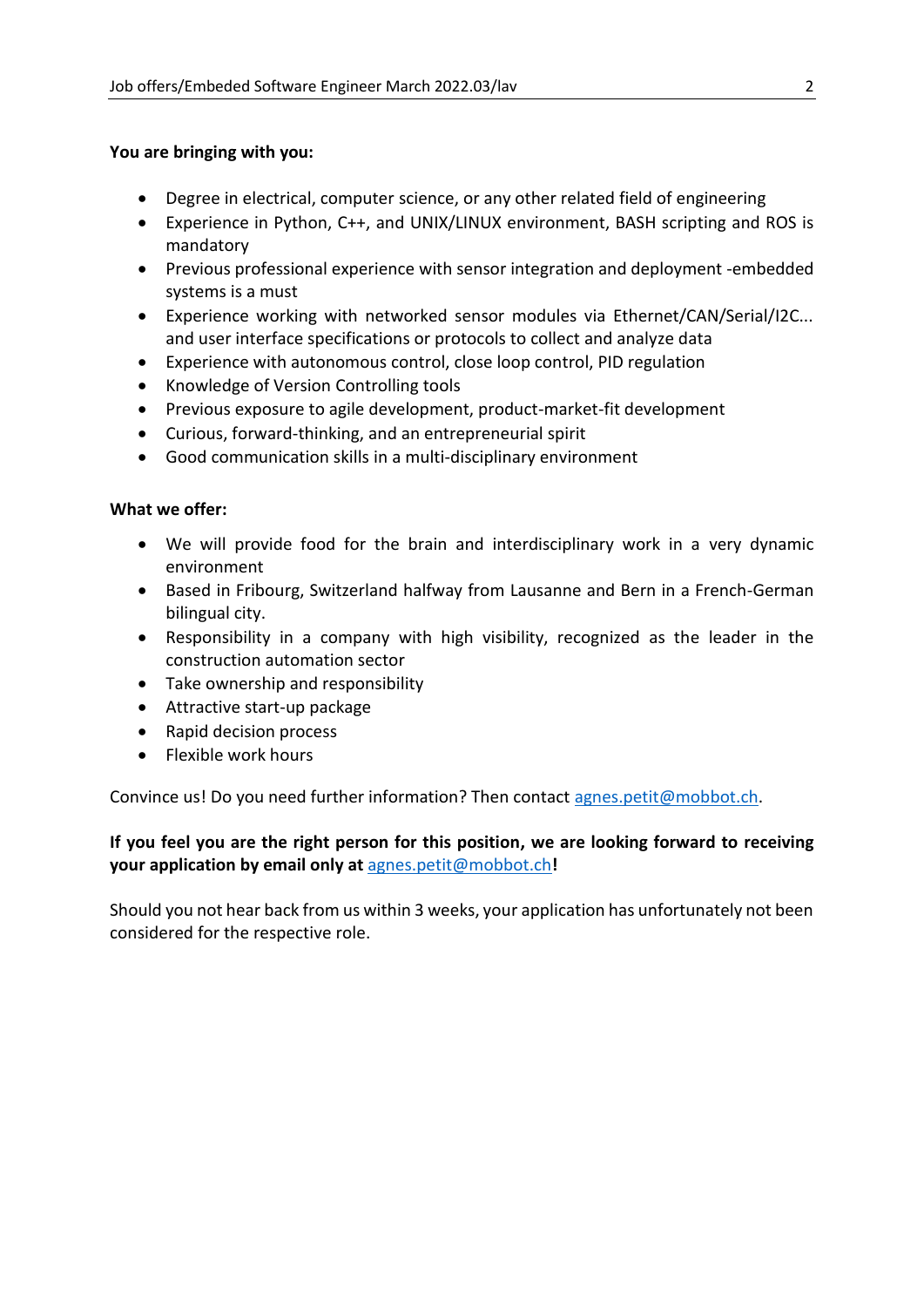**You are bringing with you:**

- Degree in electrical, computer science, or any other related field of engineering
- Experience in Python, C++, and UNIX/LINUX environment, BASH scripting and ROS is mandatory
- Previous professional experience with sensor integration and deployment -embedded systems is a must
- Experience working with networked sensor modules via Ethernet/CAN/Serial/I2C... and user interface specifications or protocols to collect and analyze data
- Experience with autonomous control, close loop control, PID regulation
- Knowledge of Version Controlling tools
- Previous exposure to agile development, product-market-fit development
- Curious, forward-thinking, and an entrepreneurial spirit
- Good communication skills in a multi-disciplinary environment

**What we offer:**

- We will provide food for the brain and interdisciplinary work in a very dynamic environment
- Based in Fribourg, Switzerland halfway from Lausanne and Bern in a French-German bilingual city.
- Responsibility in a company with high visibility, recognized as the leader in the construction automation sector
- Take ownership and responsibility
- Attractive start-up package
- Rapid decision process
- Flexible work hours

Convince us! Do you need further information? Then contact agnes.petit@mobbot.ch.

**If you feel you are the right person for this position, we are looking forward to receiving your application by email only at agnes.petit@mobbot.ch!**

Should you not hear back from us within 3 weeks, your application has unfortunately not been considered for the respective role.